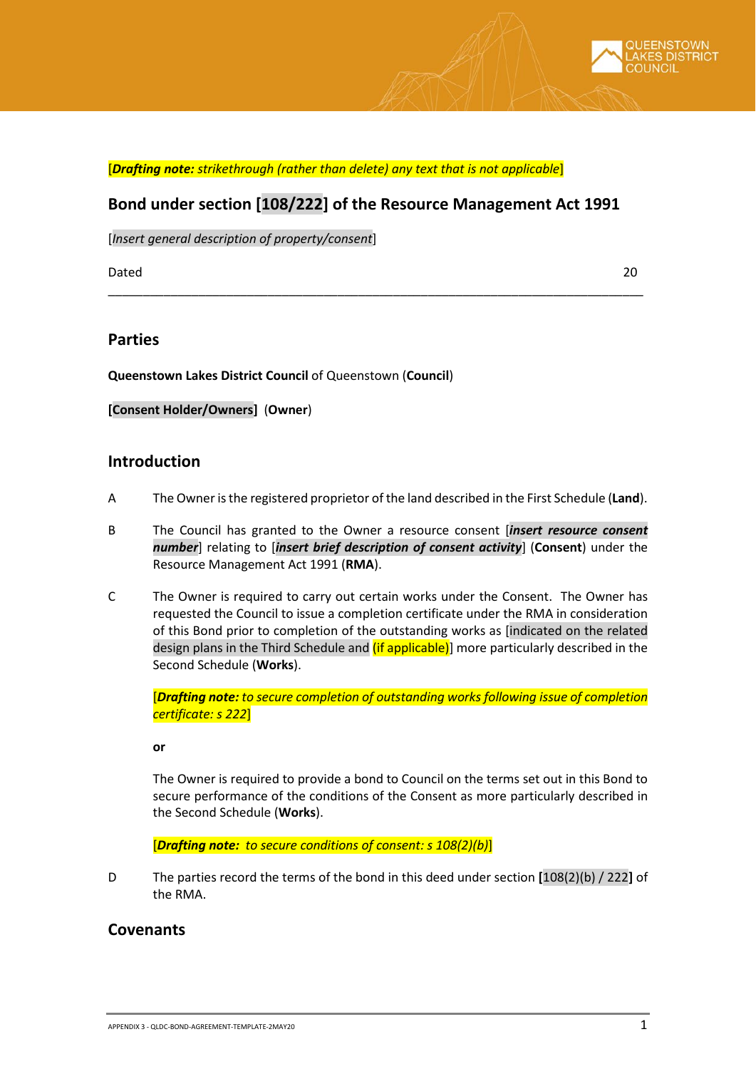[***Drafting note:*** *strikethrough (rather than delete) any text that is not applicable*]

## Bond under section [108/222] of the Resource Management Act 1991

[*Insert general description of property/consent*]

Dated 20

---

## Parties

**Queenstown Lakes District Council** of Queenstown (**Council**)

**[Consent Holder/Owners]** (**Owner**)

## Introduction

A The Owner is the registered proprietor of the land described in the First Schedule (**Land**).

B The Council has granted to the Owner a resource consent [***insert resource consent number***] relating to [***insert brief description of consent activity***] (**Consent**) under the Resource Management Act 1991 (**RMA**).

C The Owner is required to carry out certain works under the Consent. The Owner has requested the Council to issue a completion certificate under the RMA in consideration of this Bond prior to completion of the outstanding works as [indicated on the related design plans in the Third Schedule and (if applicable)] more particularly described in the Second Schedule (**Works**).

[***Drafting note:*** *to secure completion of outstanding works following issue of completion certificate: s 222*]

**or**

The Owner is required to provide a bond to Council on the terms set out in this Bond to secure performance of the conditions of the Consent as more particularly described in the Second Schedule (**Works**).

[***Drafting note:*** *to secure conditions of consent: s 108(2)(b)*]

D The parties record the terms of the bond in this deed under section **[**108(2)(b) / 222**]** of the RMA.

## Covenants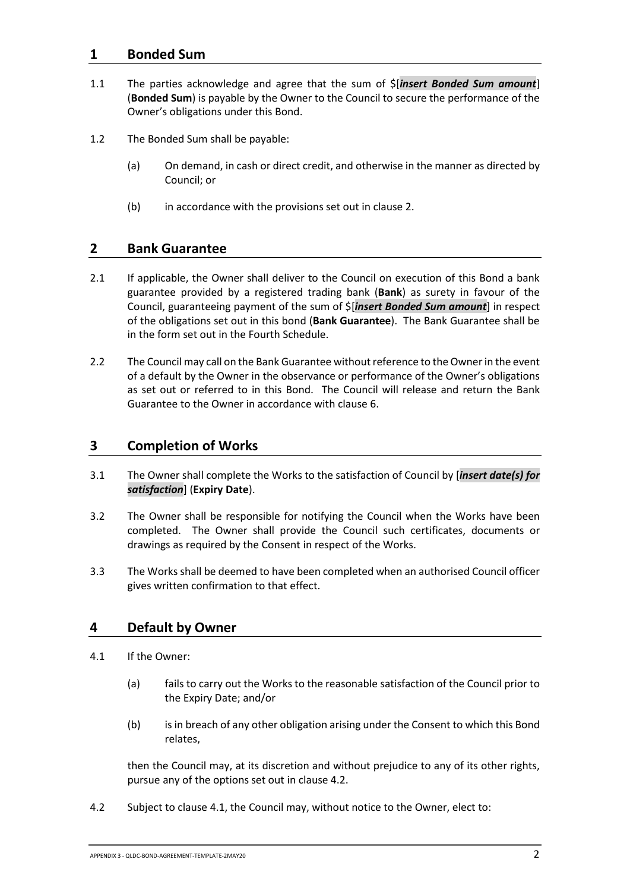## 1 Bonded Sum

1.1 The parties acknowledge and agree that the sum of $[***insert Bonded Sum amount***] (**Bonded Sum**) is payable by the Owner to the Council to secure the performance of the Owner's obligations under this Bond.

1.2 The Bonded Sum shall be payable:

(a) On demand, in cash or direct credit, and otherwise in the manner as directed by Council; or

(b) in accordance with the provisions set out in clause 2.

## 2 Bank Guarantee

2.1 If applicable, the Owner shall deliver to the Council on execution of this Bond a bank guarantee provided by a registered trading bank (**Bank**) as surety in favour of the Council, guaranteeing payment of the sum of $[***insert Bonded Sum amount***] in respect of the obligations set out in this bond (**Bank Guarantee**). The Bank Guarantee shall be in the form set out in the Fourth Schedule.

2.2 The Council may call on the Bank Guarantee without reference to the Owner in the event of a default by the Owner in the observance or performance of the Owner's obligations as set out or referred to in this Bond. The Council will release and return the Bank Guarantee to the Owner in accordance with clause 6.

## 3 Completion of Works

3.1 The Owner shall complete the Works to the satisfaction of Council by [***insert date(s) for satisfaction***] (**Expiry Date**).

3.2 The Owner shall be responsible for notifying the Council when the Works have been completed. The Owner shall provide the Council such certificates, documents or drawings as required by the Consent in respect of the Works.

3.3 The Works shall be deemed to have been completed when an authorised Council officer gives written confirmation to that effect.

## 4 Default by Owner

4.1 If the Owner:

(a) fails to carry out the Works to the reasonable satisfaction of the Council prior to the Expiry Date; and/or

(b) is in breach of any other obligation arising under the Consent to which this Bond relates,

then the Council may, at its discretion and without prejudice to any of its other rights, pursue any of the options set out in clause 4.2.

4.2 Subject to clause 4.1, the Council may, without notice to the Owner, elect to: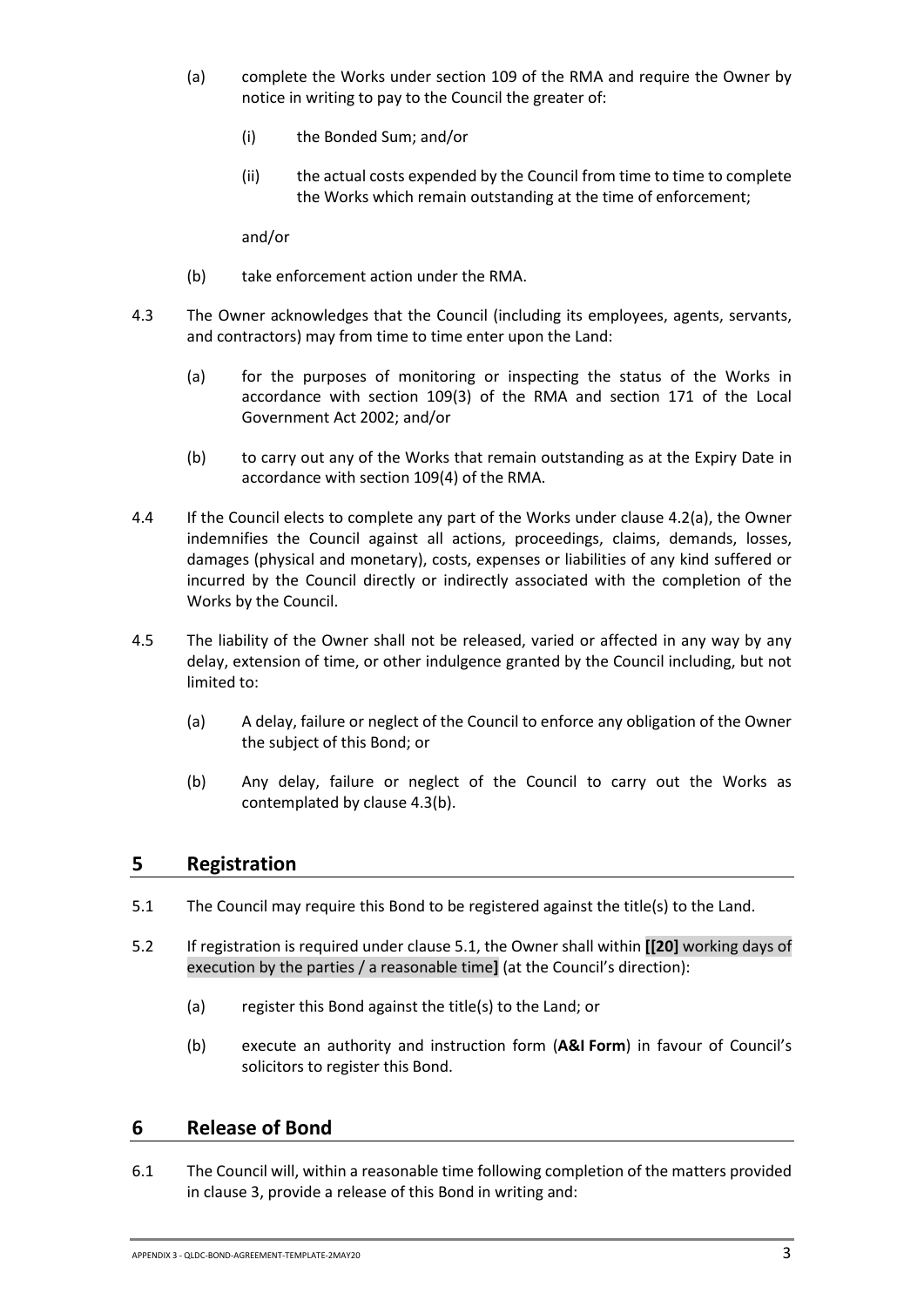(a) complete the Works under section 109 of the RMA and require the Owner by notice in writing to pay to the Council the greater of:

   (i) the Bonded Sum; and/or

   (ii) the actual costs expended by the Council from time to time to complete the Works which remain outstanding at the time of enforcement;

   and/or

(b) take enforcement action under the RMA.

4.3 The Owner acknowledges that the Council (including its employees, agents, servants, and contractors) may from time to time enter upon the Land:

   (a) for the purposes of monitoring or inspecting the status of the Works in accordance with section 109(3) of the RMA and section 171 of the Local Government Act 2002; and/or

   (b) to carry out any of the Works that remain outstanding as at the Expiry Date in accordance with section 109(4) of the RMA.

4.4 If the Council elects to complete any part of the Works under clause 4.2(a), the Owner indemnifies the Council against all actions, proceedings, claims, demands, losses, damages (physical and monetary), costs, expenses or liabilities of any kind suffered or incurred by the Council directly or indirectly associated with the completion of the Works by the Council.

4.5 The liability of the Owner shall not be released, varied or affected in any way by any delay, extension of time, or other indulgence granted by the Council including, but not limited to:

   (a) A delay, failure or neglect of the Council to enforce any obligation of the Owner the subject of this Bond; or

   (b) Any delay, failure or neglect of the Council to carry out the Works as contemplated by clause 4.3(b).

## 5 Registration

5.1 The Council may require this Bond to be registered against the title(s) to the Land.

5.2 If registration is required under clause 5.1, the Owner shall within **[[20]** working days of execution by the parties / a reasonable time**]** (at the Council's direction):

   (a) register this Bond against the title(s) to the Land; or

   (b) execute an authority and instruction form (**A&I Form**) in favour of Council's solicitors to register this Bond.

## 6 Release of Bond

6.1 The Council will, within a reasonable time following completion of the matters provided in clause 3, provide a release of this Bond in writing and: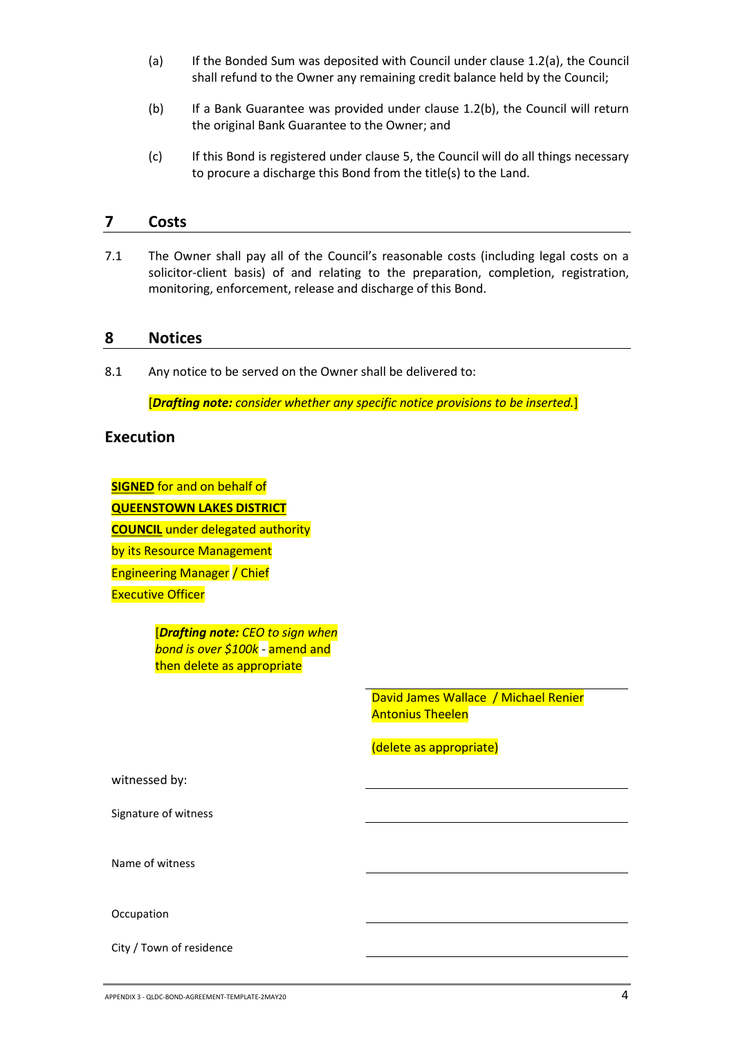(a) If the Bonded Sum was deposited with Council under clause 1.2(a), the Council shall refund to the Owner any remaining credit balance held by the Council;

(b) If a Bank Guarantee was provided under clause 1.2(b), the Council will return the original Bank Guarantee to the Owner; and

(c) If this Bond is registered under clause 5, the Council will do all things necessary to procure a discharge this Bond from the title(s) to the Land.

## 7 Costs

7.1 The Owner shall pay all of the Council's reasonable costs (including legal costs on a solicitor-client basis) of and relating to the preparation, completion, registration, monitoring, enforcement, release and discharge of this Bond.

## 8 Notices

8.1 Any notice to be served on the Owner shall be delivered to:

[***Drafting note:*** *consider whether any specific notice provisions to be inserted.*]

## Execution

**SIGNED** for and on behalf of **QUEENSTOWN LAKES DISTRICT COUNCIL** under delegated authority by its Resource Management Engineering Manager / Chief Executive Officer

[***Drafting note:*** *CEO to sign when bond is over $100k* - amend and then delete as appropriate

| | |
|---|---|
| | David James Wallace / Michael Renier Antonius Theelen<br><br>(delete as appropriate) |
| witnessed by: | |
| Signature of witness | |
| Name of witness | |
| Occupation | |
| City / Town of residence | |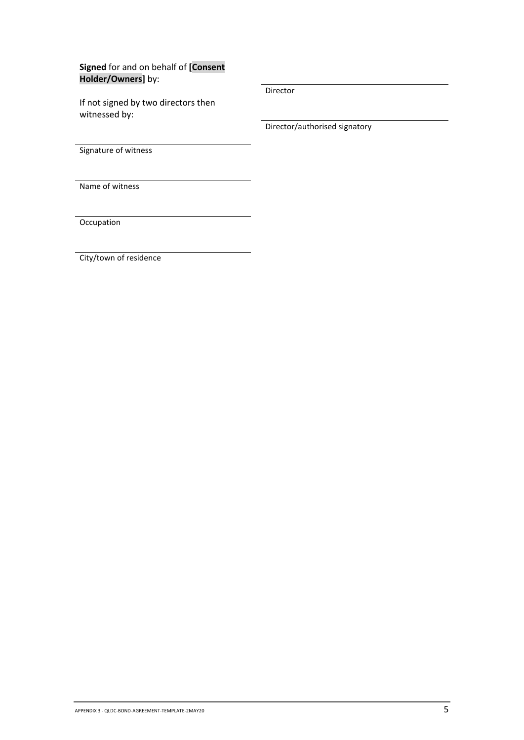**Signed** for and on behalf of **[Consent Holder/Owners]** by:

\_\_\_\_\_\_\_\_\_\_\_\_\_\_\_\_\_\_\_\_\_\_\_\_\_\_\_\_\_\_
Director

If not signed by two directors then witnessed by:

\_\_\_\_\_\_\_\_\_\_\_\_\_\_\_\_\_\_\_\_\_\_\_\_\_\_\_\_\_\_
Director/authorised signatory

\_\_\_\_\_\_\_\_\_\_\_\_\_\_\_\_\_\_\_\_\_\_\_\_\_\_\_\_\_\_
Signature of witness

\_\_\_\_\_\_\_\_\_\_\_\_\_\_\_\_\_\_\_\_\_\_\_\_\_\_\_\_\_\_
Name of witness

\_\_\_\_\_\_\_\_\_\_\_\_\_\_\_\_\_\_\_\_\_\_\_\_\_\_\_\_\_\_
Occupation

\_\_\_\_\_\_\_\_\_\_\_\_\_\_\_\_\_\_\_\_\_\_\_\_\_\_\_\_\_\_
City/town of residence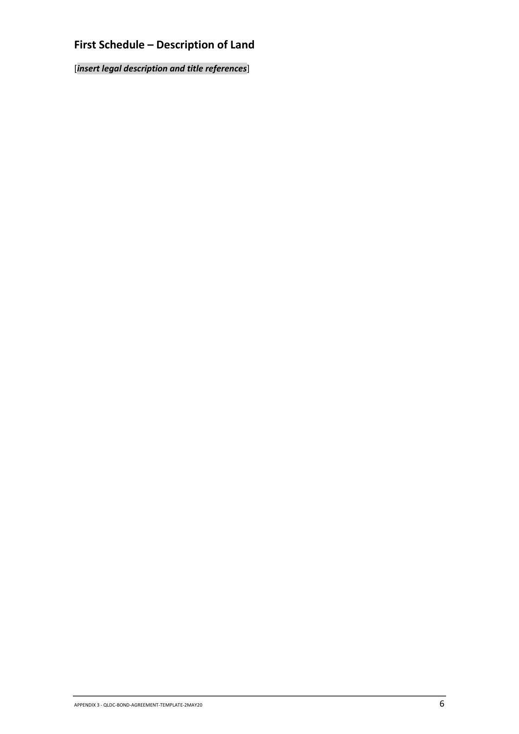## First Schedule – Description of Land

[***insert legal description and title references***]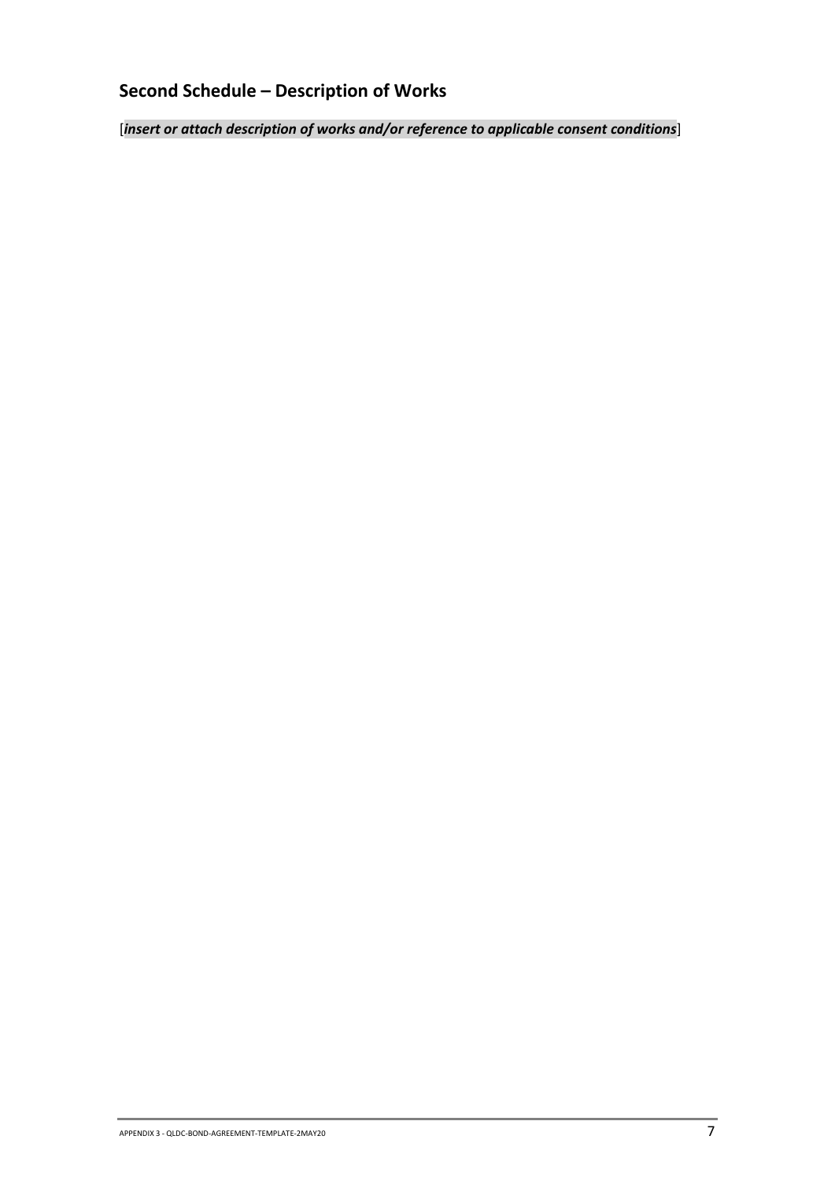## Second Schedule – Description of Works

[***insert or attach description of works and/or reference to applicable consent conditions***]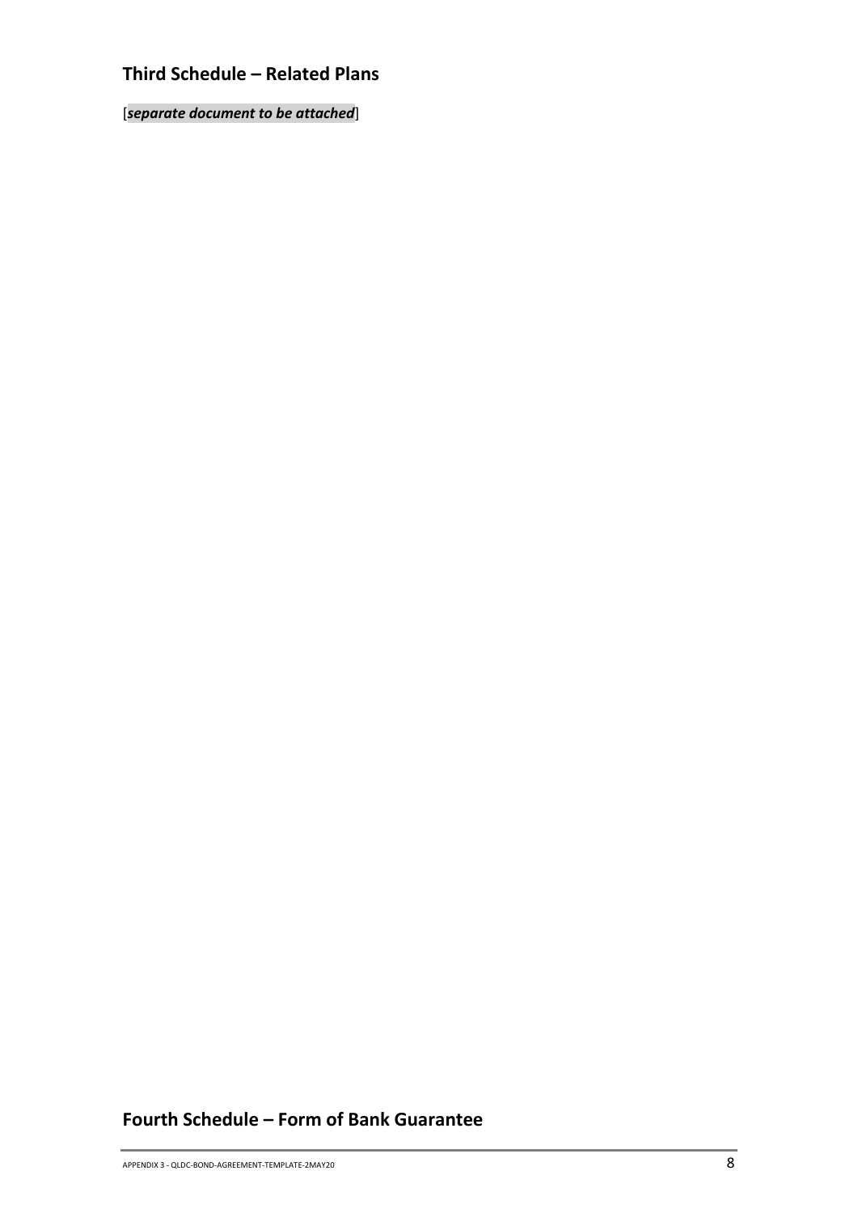## Third Schedule – Related Plans

[***separate document to be attached***]

## Fourth Schedule – Form of Bank Guarantee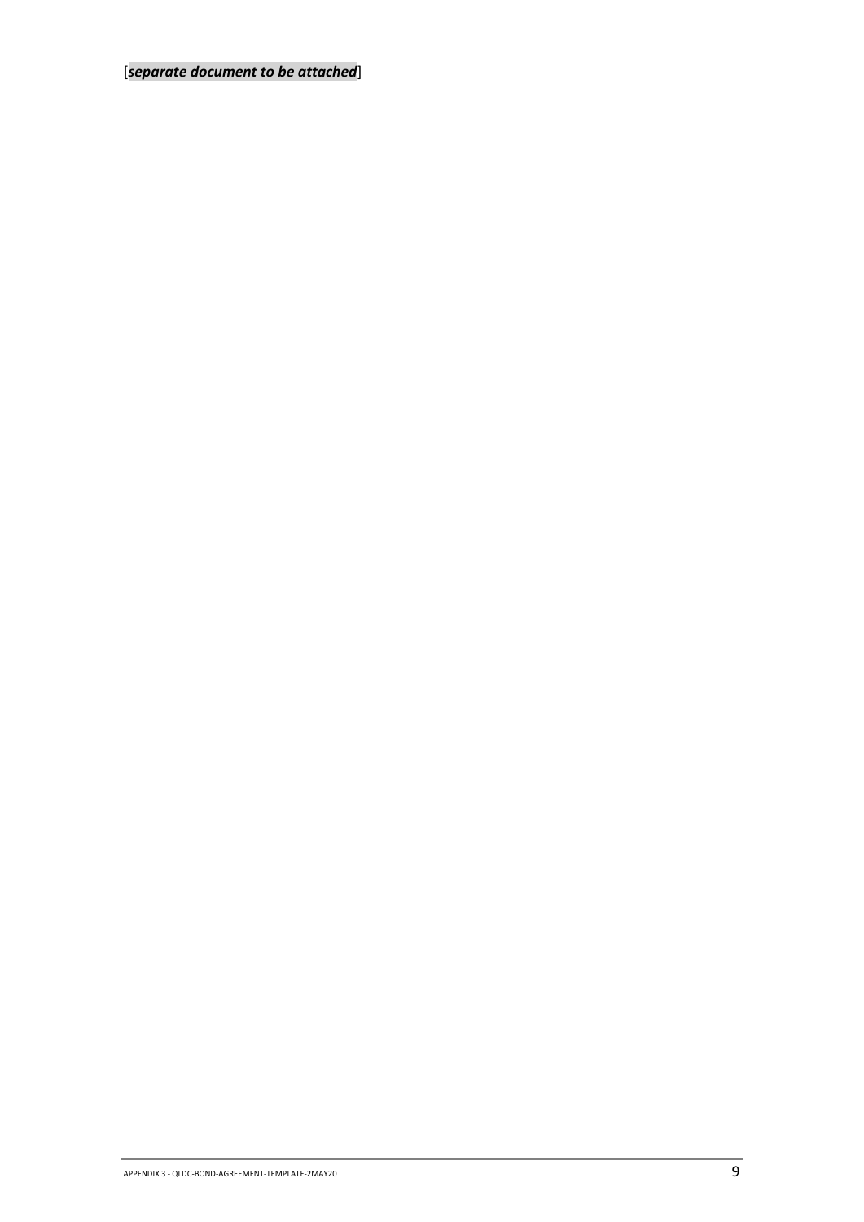[*separate document to be attached*]